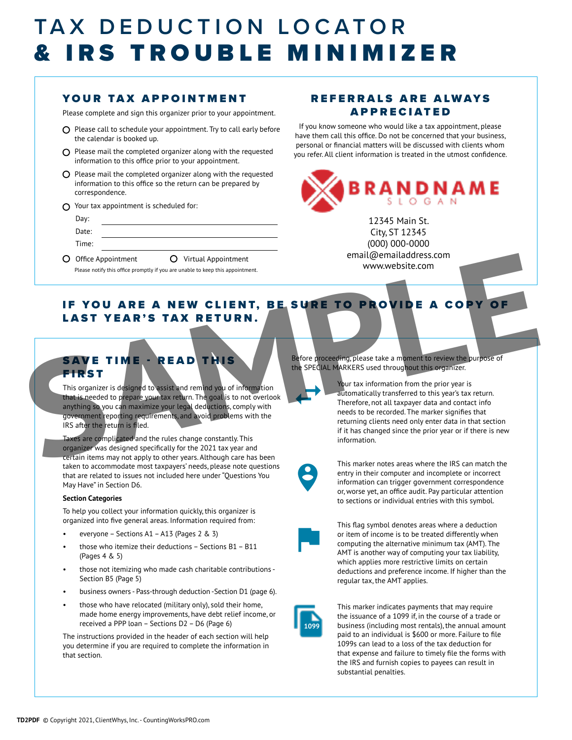# TAX DEDUCTION LOCATOR
# & IRS TROUBLE MINIMIZER

## YOUR TAX APPOINTMENT

Please complete and sign this organizer prior to your appointment.

- ○ Please call to schedule your appointment. Try to call early before the calendar is booked up.
- ○ Please mail the completed organizer along with the requested information to this office prior to your appointment.
- ○ Please mail the completed organizer along with the requested information to this office so the return can be prepared by correspondence.
- ○ Your tax appointment is scheduled for:

Day: ______________________

Date: ______________________

Time: ______________________

○ Office Appointment ○ Virtual Appointment

Please notify this office promptly if you are unable to keep this appointment.

## REFERRALS ARE ALWAYS APPRECIATED

If you know someone who would like a tax appointment, please have them call this office. Do not be concerned that your business, personal or financial matters will be discussed with clients whom you refer. All client information is treated in the utmost confidence.

BRANDNAME
SLOGAN

12345 Main St.
City, ST 12345
(000) 000-0000
email@emailaddress.com
www.website.com

## IF YOU ARE A NEW CLIENT, BE SURE TO PROVIDE A COPY OF LAST YEAR'S TAX RETURN.

SAMPLE

## SAVE TIME - READ THIS FIRST

This organizer is designed to assist and remind you of information that is needed to prepare your tax return. The goal is to not overlook anything so you can maximize your legal deductions, comply with government reporting requirements, and avoid problems with the IRS after the return is filed.

Taxes are complicated and the rules change constantly. This organizer was designed specifically for the 2021 tax year and certain items may not apply to other years. Although care has been taken to accommodate most taxpayers' needs, please note questions that are related to issues not included here under "Questions You May Have" in Section D6.

**Section Categories**

To help you collect your information quickly, this organizer is organized into five general areas. Information required from:

- everyone – Sections A1 – A13 (Pages 2 & 3)
- those who itemize their deductions – Sections B1 – B11 (Pages 4 & 5)
- those not itemizing who made cash charitable contributions - Section B5 (Page 5)
- business owners - Pass-through deduction -Section D1 (page 6).
- those who have relocated (military only), sold their home, made home energy improvements, have debt relief income, or received a PPP loan – Sections D2 – D6 (Page 6)

The instructions provided in the header of each section will help you determine if you are required to complete the information in that section.

Before proceeding, please take a moment to review the purpose of the SPECIAL MARKERS used throughout this organizer.

Your tax information from the prior year is automatically transferred to this year's tax return. Therefore, not all taxpayer data and contact info needs to be recorded. The marker signifies that returning clients need only enter data in that section if it has changed since the prior year or if there is new information.

This marker notes areas where the IRS can match the entry in their computer and incomplete or incorrect information can trigger government correspondence or, worse yet, an office audit. Pay particular attention to sections or individual entries with this symbol.

This flag symbol denotes areas where a deduction or item of income is to be treated differently when computing the alternative minimum tax (AMT). The AMT is another way of computing your tax liability, which applies more restrictive limits on certain deductions and preference income. If higher than the regular tax, the AMT applies.

1099

This marker indicates payments that may require the issuance of a 1099 if, in the course of a trade or business (including most rentals), the annual amount paid to an individual is $600 or more. Failure to file 1099s can lead to a loss of the tax deduction for that expense and failure to timely file the forms with the IRS and furnish copies to payees can result in substantial penalties.

**TD2PDF** © Copyright 2021, ClientWhys, Inc. - CountingWorksPRO.com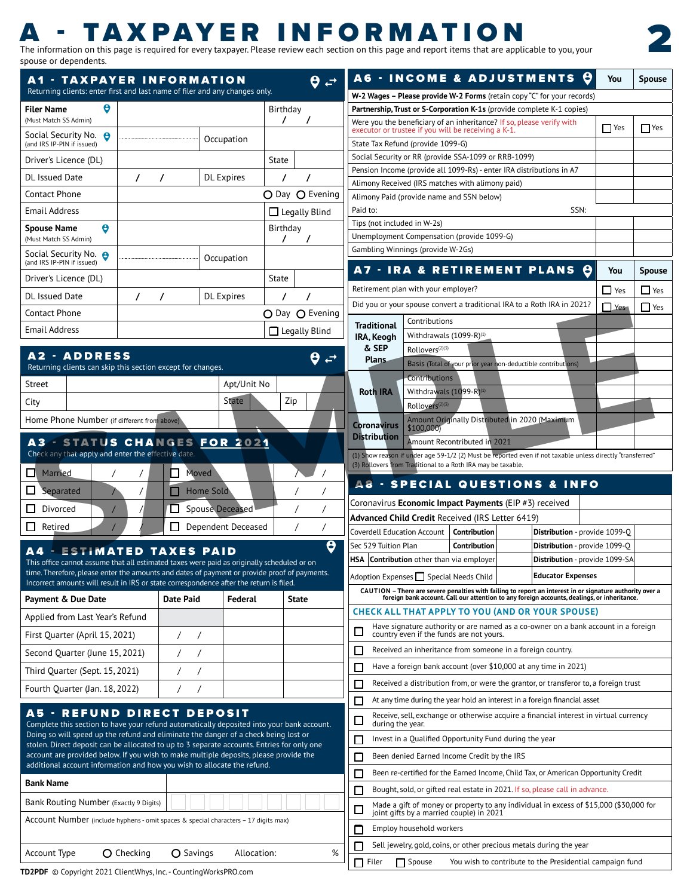# A - TAXPAYER INFORMATION

The information on this page is required for every taxpayer. Please review each section on this page and report items that are applicable to you, your spouse or dependents.

## A1 - TAXPAYER INFORMATION

Returning clients: enter first and last name of filer and any changes only.

| | | | |
|---|---|---|---|
| **Filer Name** (Must Match SS Admin) | | Birthday / / | |
| Social Security No. (and IRS IP-PIN if issued) | | Occupation | |
| Driver's Licence (DL) | | State | |
| DL Issued Date | / / | DL Expires | / / |
| Contact Phone | | ○ Day ○ Evening | |
| Email Address | | ☐ Legally Blind | |
| **Spouse Name** (Must Match SS Admin) | | Birthday / / | |
| Social Security No. (and IRS IP-PIN if issued) | | Occupation | |
| Driver's Licence (DL) | | State | |
| DL Issued Date | / / | DL Expires | / / |
| Contact Phone | | ○ Day ○ Evening | |
| Email Address | | ☐ Legally Blind | |

## A2 - ADDRESS

Returning clients can skip this section except for changes.

| | | | | | |
|---|---|---|---|---|---|
| Street | | Apt/Unit No | | | |
| City | | State | | Zip | |
| Home Phone Number (if different from above) | | | | | |

## A3 - STATUS CHANGES FOR 2021

Check any that apply and enter the effective date.

| | | | |
|---|---|---|---|
| ☐ Married | / / | ☐ Moved | / / |
| ☐ Separated | / / | ☐ Home Sold | / / |
| ☐ Divorced | / / | ☐ Spouse Deceased | / / |
| ☐ Retired | / / | ☐ Dependent Deceased | / / |

## A4 - ESTIMATED TAXES PAID

This office cannot assume that all estimated taxes were paid as originally scheduled or on time. Therefore, please enter the amounts and dates of payment or provide proof of payments. Incorrect amounts will result in IRS or state correspondence after the return is filed.

| Payment & Due Date | Date Paid | Federal | State |
|---|---|---|---|
| Applied from Last Year's Refund | | | |
| First Quarter (April 15, 2021) | / / | | |
| Second Quarter (June 15, 2021) | / / | | |
| Third Quarter (Sept. 15, 2021) | / / | | |
| Fourth Quarter (Jan. 18, 2022) | / / | | |

## A5 - REFUND DIRECT DEPOSIT

Complete this section to have your refund automatically deposited into your bank account. Doing so will speed up the refund and eliminate the danger of a check being lost or stolen. Direct deposit can be allocated to up to 3 separate accounts. Entries for only one account are provided below. If you wish to make multiple deposits, please provide the additional account information and how you wish to allocate the refund.

| | |
|---|---|
| **Bank Name** | |
| Bank Routing Number (Exactly 9 Digits) | |
| Account Number (include hyphens - omit spaces & special characters – 17 digits max) | |
| Account Type ○ Checking ○ Savings | Allocation: % |

## A6 - INCOME & ADJUSTMENTS

| | You | Spouse |
|---|---|---|
| **W-2 Wages – Please provide W-2 Forms** (retain copy "C" for your records) | | |
| **Partnership, Trust or S-Corporation K-1s** (provide complete K-1 copies) | | |
| Were you the beneficiary of an inheritance? If so, please verify with executor or trustee if you will be receiving a K-1. | ☐ Yes | ☐ Yes |
| State Tax Refund (provide 1099-G) | | |
| Social Security or RR (provide SSA-1099 or RRB-1099) | | |
| Pension Income (provide all 1099-Rs) - enter IRA distributions in A7 | | |
| Alimony Received (IRS matches with alimony paid) | | |
| Alimony Paid (provide name and SSN below) | | |
| Paid to: SSN: | | |
| Tips (not included in W-2s) | | |
| Unemployment Compensation (provide 1099-G) | | |
| Gambling Winnings (provide W-2Gs) | | |

## A7 - IRA & RETIREMENT PLANS

| | | You | Spouse |
|---|---|---|---|
| Retirement plan with your employer? | | ☐ Yes | ☐ Yes |
| Did you or your spouse convert a traditional IRA to a Roth IRA in 2021? | | ☐ Yes | ☐ Yes |
| **Traditional IRA, Keogh & SEP Plans** | Contributions | | |
| | Withdrawals (1099-R)(1) | | |
| | Rollovers(2)(3) | | |
| | Basis (Total of your prior year non-deductible contributions) | | |
| **Roth IRA** | Contributions | | |
| | Withdrawals (1099-R)(1) | | |
| | Rollovers(2)(3) | | |
| **Coronavirus Distribution** | Amount Originally Distributed in 2020 (Maximum $100,000) | | |
| | Amount Recontributed in 2021 | | |

(1) Show reason if under age 59-1/2 (2) Must be reported even if not taxable unless directly "transferred" (3) Rollovers from Traditional to a Roth IRA may be taxable.

## A8 - SPECIAL QUESTIONS & INFO

| | | | |
|---|---|---|---|
| Coronavirus **Economic Impact Payments** (EIP #3) received | | | |
| **Advanced Child Credit** Received (IRS Letter 6419) | | | |
| Coverdell Education Account | **Contribution** | **Distribution** - provide 1099-Q | |
| Sec 529 Tuition Plan | **Contribution** | **Distribution** - provide 1099-Q | |
| **HSA Contribution** other than via employer | | **Distribution** - provide 1099-SA | |
| Adoption Expenses ☐ Special Needs Child | | **Educator Expenses** | |

**CAUTION – There are severe penalties with failing to report an interest in or signature authority over a foreign bank account. Call our attention to any foreign accounts, dealings, or inheritance.**

### CHECK ALL THAT APPLY TO YOU (AND OR YOUR SPOUSE)

- ☐ Have signature authority or are named as a co-owner on a bank account in a foreign country even if the funds are not yours.
- ☐ Received an inheritance from someone in a foreign country.
- ☐ Have a foreign bank account (over $10,000 at any time in 2021)
- ☐ Received a distribution from, or were the grantor, or transferor to, a foreign trust
- ☐ At any time during the year hold an interest in a foreign financial asset
- ☐ Receive, sell, exchange or otherwise acquire a financial interest in virtual currency during the year.
- ☐ Invest in a Qualified Opportunity Fund during the year
- ☐ Been denied Earned Income Credit by the IRS
- ☐ Been re-certified for the Earned Income, Child Tax, or American Opportunity Credit
- ☐ Bought, sold, or gifted real estate in 2021. If so, please call in advance.
- ☐ Made a gift of money or property to any individual in excess of $15,000 ($30,000 for joint gifts by a married couple) in 2021
- ☐ Employ household workers
- ☐ Sell jewelry, gold, coins, or other precious metals during the year
- ☐ Filer ☐ Spouse You wish to contribute to the Presidential campaign fund

TD2PDF © Copyright 2021 ClientWhys, Inc. - CountingWorksPRO.com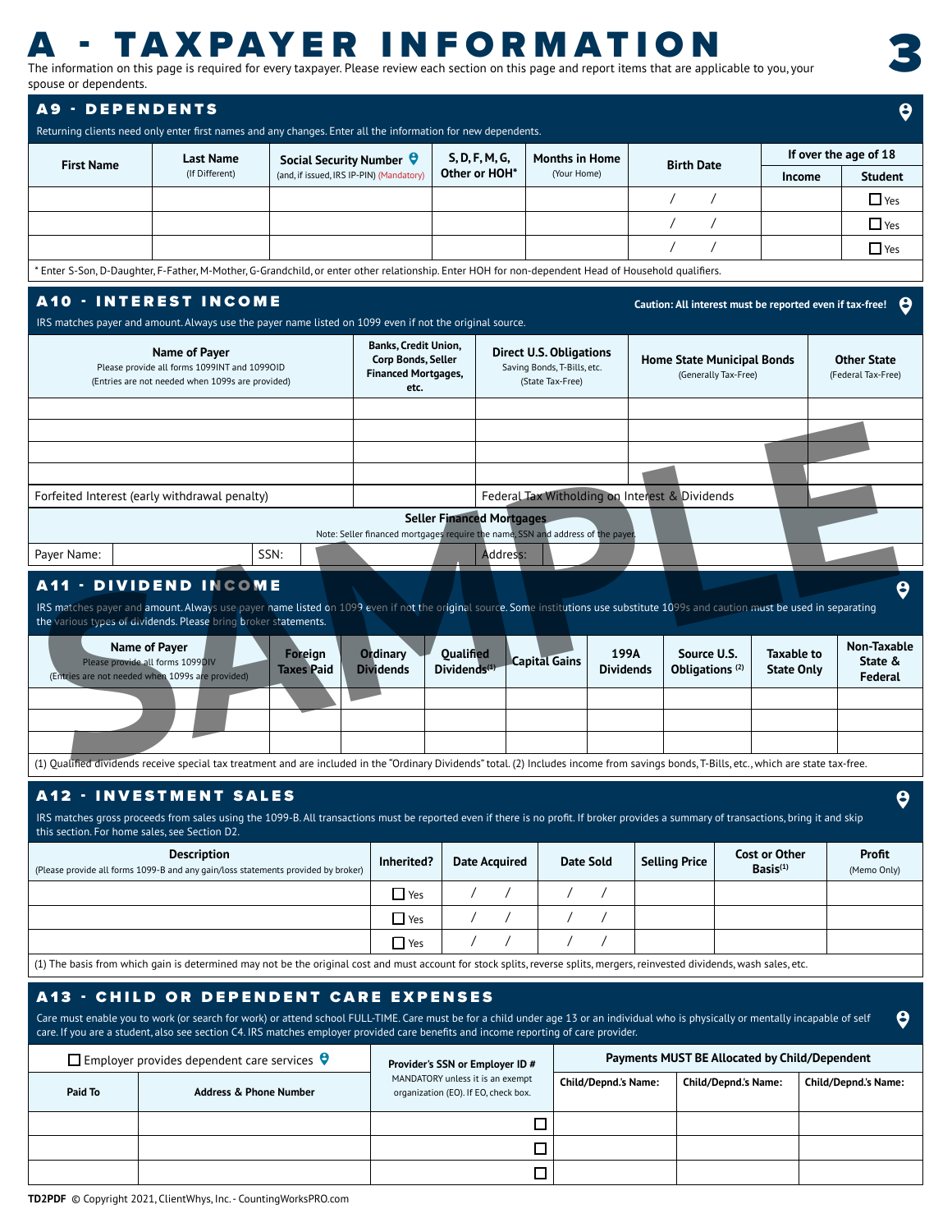# A - TAXPAYER INFORMATION

The information on this page is required for every taxpayer. Please review each section on this page and report items that are applicable to you, your spouse or dependents.

## A9 - DEPENDENTS

Returning clients need only enter first names and any changes. Enter all the information for new dependents.

| First Name | Last Name (If Different) | Social Security Number (and, if issued, IRS IP-PIN) (Mandatory) | S, D, F, M, G, Other or HOH* | Months in Home (Your Home) | Birth Date | If over the age of 18 | |
|---|---|---|---|---|---|---|---|
| | | | | | | Income | Student |
| | | | | | / / | | ☐ Yes |
| | | | | | / / | | ☐ Yes |
| | | | | | / / | | ☐ Yes |

\* Enter S-Son, D-Daughter, F-Father, M-Mother, G-Grandchild, or enter other relationship. Enter HOH for non-dependent Head of Household qualifiers.

## A10 - INTEREST INCOME

**Caution: All interest must be reported even if tax-free!**

IRS matches payer and amount. Always use the payer name listed on 1099 even if not the original source.

| Name of Payer (Please provide all forms 1099INT and 1099OID) (Entries are not needed when 1099s are provided) | Banks, Credit Union, Corp Bonds, Seller Financed Mortgages, etc. | Direct U.S. Obligations (Saving Bonds, T-Bills, etc.) (State Tax-Free) | Home State Municipal Bonds (Generally Tax-Free) | Other State (Federal Tax-Free) |
|---|---|---|---|---|
| | | | | |
| | | | | |
| | | | | |
| | | | | |
| Forfeited Interest (early withdrawal penalty) | | Federal Tax Witholding on Interest & Dividends | | |

**Seller Financed Mortgages**

Note: Seller financed mortgages require the name, SSN and address of the payer.

| Payer Name: | | SSN: | | Address: | |
|---|---|---|---|---|---|

## A11 - DIVIDEND INCOME

IRS matches payer and amount. Always use payer name listed on 1099 even if not the original source. Some institutions use substitute 1099s and caution must be used in separating the various types of dividends. Please bring broker statements.

| Name of Payer (Please provide all forms 1099DIV) (Entries are not needed when 1099s are provided) | Foreign Taxes Paid | Ordinary Dividends | Qualified Dividends (1) | Capital Gains | 199A Dividends | Source U.S. Obligations (2) | Taxable to State Only | Non-Taxable State & Federal |
|---|---|---|---|---|---|---|---|---|
| | | | | | | | | |
| | | | | | | | | |
| | | | | | | | | |

(1) Qualified dividends receive special tax treatment and are included in the "Ordinary Dividends" total. (2) Includes income from savings bonds, T-Bills, etc., which are state tax-free.

## A12 - INVESTMENT SALES

IRS matches gross proceeds from sales using the 1099-B. All transactions must be reported even if there is no profit. If broker provides a summary of transactions, bring it and skip this section. For home sales, see Section D2.

| Description (Please provide all forms 1099-B and any gain/loss statements provided by broker) | Inherited? | Date Acquired | Date Sold | Selling Price | Cost or Other Basis (1) | Profit (Memo Only) |
|---|---|---|---|---|---|---|
| | ☐ Yes | / / | / / | | | |
| | ☐ Yes | / / | / / | | | |
| | ☐ Yes | / / | / / | | | |

(1) The basis from which gain is determined may not be the original cost and must account for stock splits, reverse splits, mergers, reinvested dividends, wash sales, etc.

## A13 - CHILD OR DEPENDENT CARE EXPENSES

Care must enable you to work (or search for work) or attend school FULL-TIME. Care must be for a child under age 13 or an individual who is physically or mentally incapable of self care. If you are a student, also see section C4. IRS matches employer provided care benefits and income reporting of care provider.

☐ Employer provides dependent care services

| Paid To | Address & Phone Number | Provider's SSN or Employer ID # (MANDATORY unless it is an exempt organization (EO). If EO, check box.) | Payments MUST BE Allocated by Child/Dependent | | |
|---|---|---|---|---|---|
| | | | Child/Depnd.'s Name: | Child/Depnd.'s Name: | Child/Depnd.'s Name: |
| | | ☐ | | | |
| | | ☐ | | | |
| | | ☐ | | | |

TD2PDF © Copyright 2021, ClientWhys, Inc. - CountingWorksPRO.com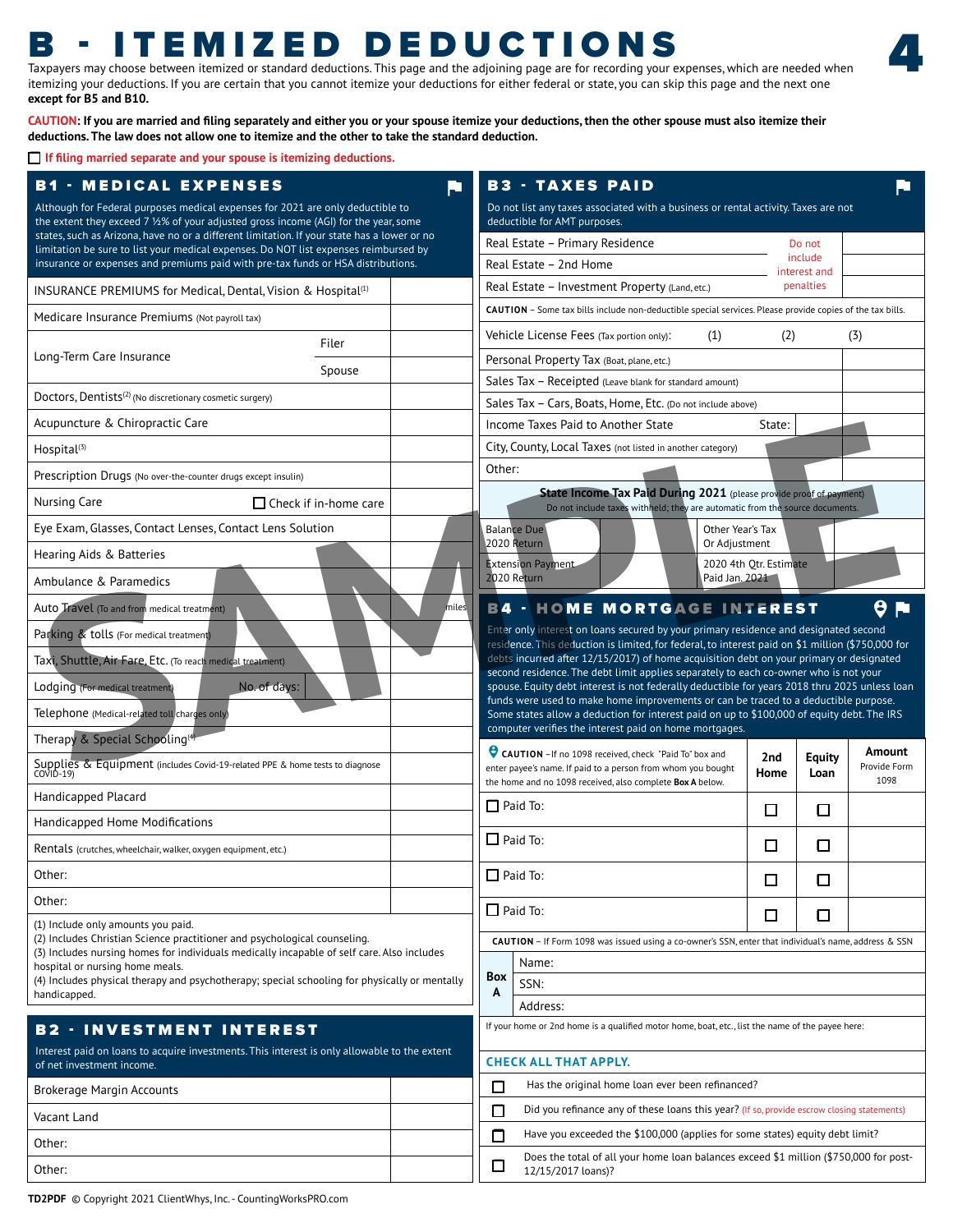# B - ITEMIZED DEDUCTIONS

Taxpayers may choose between itemized or standard deductions. This page and the adjoining page are for recording your expenses, which are needed when itemizing your deductions. If you are certain that you cannot itemize your deductions for either federal or state, you can skip this page and the next one **except for B5 and B10.**

**CAUTION: If you are married and filing separately and either you or your spouse itemize your deductions, then the other spouse must also itemize their deductions. The law does not allow one to itemize and the other to take the standard deduction.**

☐ If filing married separate and your spouse is itemizing deductions.

## B1 - MEDICAL EXPENSES

Although for Federal purposes medical expenses for 2021 are only deductible to the extent they exceed 7 ½% of your adjusted gross income (AGI) for the year, some states, such as Arizona, have no or a different limitation. If your state has a lower or no limitation be sure to list your medical expenses. Do NOT list expenses reimbursed by insurance or expenses and premiums paid with pre-tax funds or HSA distributions.

| Item | | Amount |
|---|---|---|
| INSURANCE PREMIUMS for Medical, Dental, Vision & Hospital[1] | | |
| Medicare Insurance Premiums (Not payroll tax) | | |
| Long-Term Care Insurance | Filer | |
| | Spouse | |
| Doctors, Dentists[2] (No discretionary cosmetic surgery) | | |
| Acupuncture & Chiropractic Care | | |
| Hospital[3] | | |
| Prescription Drugs (No over-the-counter drugs except insulin) | | |
| Nursing Care | ☐ Check if in-home care | |
| Eye Exam, Glasses, Contact Lenses, Contact Lens Solution | | |
| Hearing Aids & Batteries | | |
| Ambulance & Paramedics | | |
| Auto Travel (To and from medical treatment) | miles | |
| Parking & tolls (For medical treatment) | | |
| Taxi, Shuttle, Air Fare, Etc. (To reach medical treatment) | | |
| Lodging (For medical treatment) | No. of days: | |
| Telephone (Medical-related toll charges only) | | |
| Therapy & Special Schooling[4] | | |
| Supplies & Equipment (includes Covid-19-related PPE & home tests to diagnose COVID-19) | | |
| Handicapped Placard | | |
| Handicapped Home Modifications | | |
| Rentals (crutches, wheelchair, walker, oxygen equipment, etc.) | | |
| Other: | | |
| Other: | | |

(1) Include only amounts you paid.
(2) Includes Christian Science practitioner and psychological counseling.
(3) Includes nursing homes for individuals medically incapable of self care. Also includes hospital or nursing home meals.
(4) Includes physical therapy and psychotherapy; special schooling for physically or mentally handicapped.

## B2 - INVESTMENT INTEREST

Interest paid on loans to acquire investments. This interest is only allowable to the extent of net investment income.

| Item | Amount |
|---|---|
| Brokerage Margin Accounts | |
| Vacant Land | |
| Other: | |
| Other: | |

## B3 - TAXES PAID

Do not list any taxes associated with a business or rental activity. Taxes are not deductible for AMT purposes.

| Item | | Amount |
|---|---|---|
| Real Estate – Primary Residence | Do not include interest and penalties | |
| Real Estate – 2nd Home | | |
| Real Estate – Investment Property (Land, etc.) | | |

CAUTION – Some tax bills include non-deductible special services. Please provide copies of the tax bills.

| Item | | Amount |
|---|---|---|
| Vehicle License Fees (Tax portion only): | (1) (2) (3) | |
| Personal Property Tax (Boat, plane, etc.) | | |
| Sales Tax – Receipted (Leave blank for standard amount) | | |
| Sales Tax – Cars, Boats, Home, Etc. (Do not include above) | | |
| Income Taxes Paid to Another State | State: | |
| City, County, Local Taxes (not listed in another category) | | |
| Other: | | |

**State Income Tax Paid During 2021** (please provide proof of payment)
Do not include taxes withheld; they are automatic from the source documents.

| Item | Amount | Item | Amount |
|---|---|---|---|
| Balance Due 2020 Return | | Other Year's Tax Or Adjustment | |
| Extension Payment 2020 Return | | 2020 4th Qtr. Estimate Paid Jan. 2021 | |

## B4 - HOME MORTGAGE INTEREST

Enter only interest on loans secured by your primary residence and designated second residence. This deduction is limited, for federal, to interest paid on $1 million ($750,000 for debts incurred after 12/15/2017) of home acquisition debt on your primary or designated second residence. The debt limit applies separately to each co-owner who is not your spouse. Equity debt interest is not federally deductible for years 2018 thru 2025 unless loan funds were used to make home improvements or can be traced to a deductible purpose. Some states allow a deduction for interest paid on up to $100,000 of equity debt. The IRS computer verifies the interest paid on home mortgages.

| CAUTION – If no 1098 received, check "Paid To" box and enter payee's name. If paid to a person from whom you bought the home and no 1098 received, also complete Box A below. | 2nd Home | Equity Loan | Amount Provide Form 1098 |
|---|---|---|---|
| ☐ Paid To: | ☐ | ☐ | |
| ☐ Paid To: | ☐ | ☐ | |
| ☐ Paid To: | ☐ | ☐ | |
| ☐ Paid To: | ☐ | ☐ | |

CAUTION – If Form 1098 was issued using a co-owner's SSN, enter that individual's name, address & SSN

**Box A**
Name:
SSN:
Address:

If your home or 2nd home is a qualified motor home, boat, etc., list the name of the payee here:

**CHECK ALL THAT APPLY.**

☐ Has the original home loan ever been refinanced?
☐ Did you refinance any of these loans this year? (If so, provide escrow closing statements)
☐ Have you exceeded the $100,000 (applies for some states) equity debt limit?
☐ Does the total of all your home loan balances exceed $1 million ($750,000 for post-12/15/2017 loans)?

TD2PDF © Copyright 2021 ClientWhys, Inc. - CountingWorksPRO.com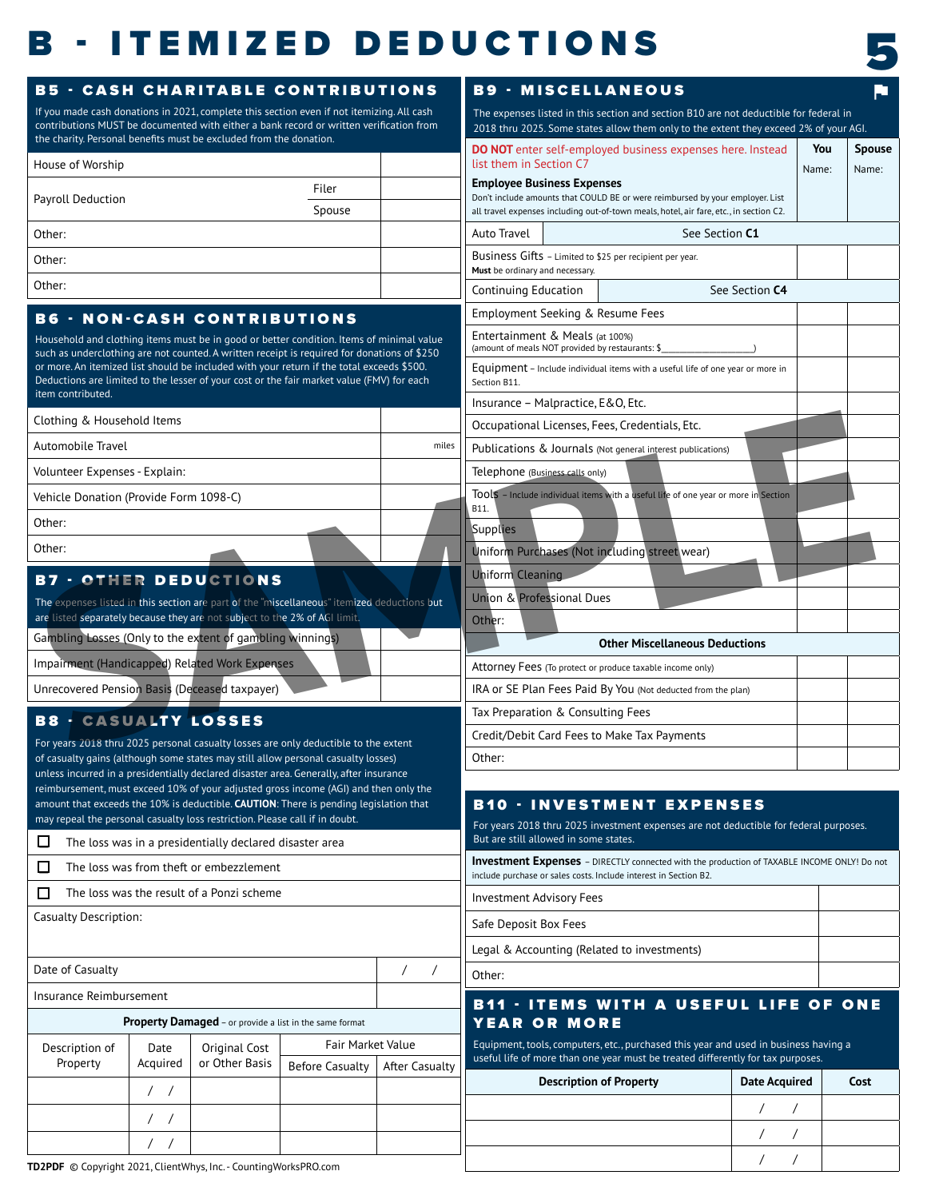# B - ITEMIZED DEDUCTIONS

## B5 - CASH CHARITABLE CONTRIBUTIONS

If you made cash donations in 2021, complete this section even if not itemizing. All cash contributions MUST be documented with either a bank record or written verification from the charity. Personal benefits must be excluded from the donation.

| | | |
|---|---|---|
| House of Worship | | |
| Payroll Deduction | Filer | |
| | Spouse | |
| Other: | | |
| Other: | | |
| Other: | | |

## B6 - NON-CASH CONTRIBUTIONS

Household and clothing items must be in good or better condition. Items of minimal value such as underclothing are not counted. A written receipt is required for donations of $250 or more. An itemized list should be included with your return if the total exceeds $500. Deductions are limited to the lesser of your cost or the fair market value (FMV) for each item contributed.

| | |
|---|---|
| Clothing & Household Items | |
| Automobile Travel | miles |
| Volunteer Expenses - Explain: | |
| Vehicle Donation (Provide Form 1098-C) | |
| Other: | |
| Other: | |

## B7 - OTHER DEDUCTIONS

The expenses listed in this section are part of the "miscellaneous" itemized deductions but are listed separately because they are not subject to the 2% of AGI limit.

| | |
|---|---|
| Gambling Losses (Only to the extent of gambling winnings) | |
| Impairment (Handicapped) Related Work Expenses | |
| Unrecovered Pension Basis (Deceased taxpayer) | |

## B8 - CASUALTY LOSSES

For years 2018 thru 2025 personal casualty losses are only deductible to the extent of casualty gains (although some states may still allow personal casualty losses) unless incurred in a presidentially declared disaster area. Generally, after insurance reimbursement, must exceed 10% of your adjusted gross income (AGI) and then only the amount that exceeds the 10% is deductible. **CAUTION**: There is pending legislation that may repeal the personal casualty loss restriction. Please call if in doubt.

- ☐ The loss was in a presidentially declared disaster area
- ☐ The loss was from theft or embezzlement
- ☐ The loss was the result of a Ponzi scheme

Casualty Description:

| | |
|---|---|
| Date of Casualty | / / |
| Insurance Reimbursement | |

**Property Damaged** – or provide a list in the same format

| Description of Property | Date Acquired | Original Cost or Other Basis | Fair Market Value Before Casualty | Fair Market Value After Casualty |
|---|---|---|---|---|
| | / / | | | |
| | / / | | | |
| | / / | | | |

## B9 - MISCELLANEOUS

The expenses listed in this section and section B10 are not deductible for federal in 2018 thru 2025. Some states allow them only to the extent they exceed 2% of your AGI.

DO NOT enter self-employed business expenses here. Instead list them in Section C7

**Employee Business Expenses**
Don't include amounts that COULD BE or were reimbursed by your employer. List all travel expenses including out-of-town meals, hotel, air fare, etc., in section C2.

| | You (Name:) | Spouse (Name:) |
|---|---|---|
| Auto Travel — See Section **C1** | | |
| Business Gifts – Limited to $25 per recipient per year. **Must** be ordinary and necessary. | | |
| Continuing Education — See Section **C4** | | |
| Employment Seeking & Resume Fees | | |
| Entertainment & Meals (at 100%) (amount of meals NOT provided by restaurants: $_______) | | |
| Equipment – Include individual items with a useful life of one year or more in Section B11. | | |
| Insurance – Malpractice, E&O, Etc. | | |
| Occupational Licenses, Fees, Credentials, Etc. | | |
| Publications & Journals (Not general interest publications) | | |
| Telephone (Business calls only) | | |
| Tools – Include individual items with a useful life of one year or more in Section B11. | | |
| Supplies | | |
| Uniform Purchases (Not including street wear) | | |
| Uniform Cleaning | | |
| Union & Professional Dues | | |
| Other: | | |
| **Other Miscellaneous Deductions** | | |
| Attorney Fees (To protect or produce taxable income only) | | |
| IRA or SE Plan Fees Paid By You (Not deducted from the plan) | | |
| Tax Preparation & Consulting Fees | | |
| Credit/Debit Card Fees to Make Tax Payments | | |
| Other: | | |

## B10 - INVESTMENT EXPENSES

For years 2018 thru 2025 investment expenses are not deductible for federal purposes. But are still allowed in some states.

**Investment Expenses** – DIRECTLY connected with the production of TAXABLE INCOME ONLY! Do not include purchase or sales costs. Include interest in Section B2.

| | |
|---|---|
| Investment Advisory Fees | |
| Safe Deposit Box Fees | |
| Legal & Accounting (Related to investments) | |
| Other: | |

## B11 - ITEMS WITH A USEFUL LIFE OF ONE YEAR OR MORE

Equipment, tools, computers, etc., purchased this year and used in business having a useful life of more than one year must be treated differently for tax purposes.

| Description of Property | Date Acquired | Cost |
|---|---|---|
| | / / | |
| | / / | |
| | / / | |

TD2PDF © Copyright 2021, ClientWhys, Inc. - CountingWorksPRO.com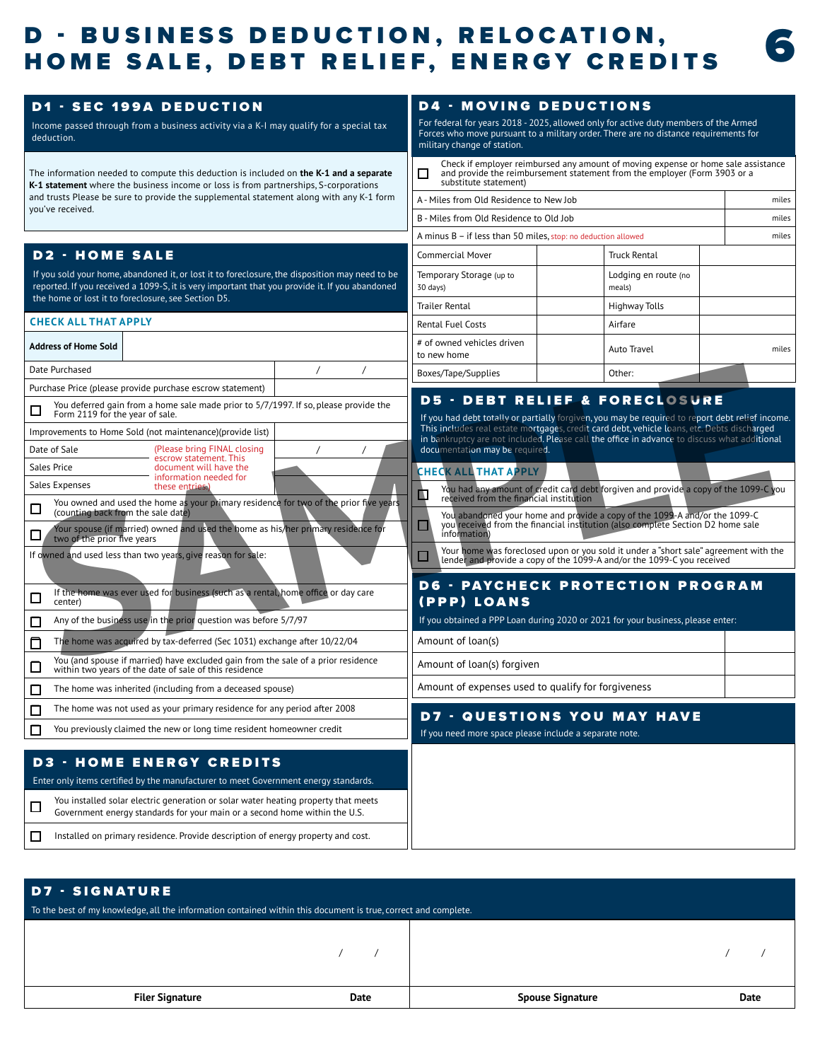# D - BUSINESS DEDUCTION, RELOCATION, HOME SALE, DEBT RELIEF, ENERGY CREDITS

## D1 - SEC 199A DEDUCTION

Income passed through from a business activity via a K-I may qualify for a special tax deduction.

The information needed to compute this deduction is included on **the K-1 and a separate K-1 statement** where the business income or loss is from partnerships, S-corporations and trusts Please be sure to provide the supplemental statement along with any K-1 form you've received.

## D2 - HOME SALE

If you sold your home, abandoned it, or lost it to foreclosure, the disposition may need to be reported. If you received a 1099-S, it is very important that you provide it. If you abandoned the home or lost it to foreclosure, see Section D5.

**CHECK ALL THAT APPLY**

| | |
|---|---|
| **Address of Home Sold** | |
| Date Purchased | / / |
| Purchase Price (please provide purchase escrow statement) | |

- ☐ You deferred gain from a home sale made prior to 5/7/1997. If so, please provide the Form 2119 for the year of sale.

| | | |
|---|---|---|
| Improvements to Home Sold (not maintenance)(provide list) | | |
| Date of Sale | (Please bring FINAL closing escrow statement. This document will have the information needed for these entries) | / / |
| Sales Price | | |
| Sales Expenses | | |

- ☐ You owned and used the home as your primary residence for two of the prior five years (counting back from the sale date)
- ☐ Your spouse (if married) owned and used the home as his/her primary residence for two of the prior five years

If owned and used less than two years, give reason for sale:

- ☐ If the home was ever used for business (such as a rental, home office or day care center)
- ☐ Any of the business use in the prior question was before 5/7/97
- ☐ The home was acquired by tax-deferred (Sec 1031) exchange after 10/22/04
- ☐ You (and spouse if married) have excluded gain from the sale of a prior residence within two years of the date of sale of this residence
- ☐ The home was inherited (including from a deceased spouse)
- ☐ The home was not used as your primary residence for any period after 2008
- ☐ You previously claimed the new or long time resident homeowner credit

## D3 - HOME ENERGY CREDITS

Enter only items certified by the manufacturer to meet Government energy standards.

- ☐ You installed solar electric generation or solar water heating property that meets Government energy standards for your main or a second home within the U.S.
- ☐ Installed on primary residence. Provide description of energy property and cost.

## D4 - MOVING DEDUCTIONS

For federal for years 2018 - 2025, allowed only for active duty members of the Armed Forces who move pursuant to a military order. There are no distance requirements for military change of station.

- ☐ Check if employer reimbursed any amount of moving expense or home sale assistance and provide the reimbursement statement from the employer (Form 3903 or a substitute statement)

| | |
|---|---|
| A - Miles from Old Residence to New Job | miles |
| B - Miles from Old Residence to Old Job | miles |
| A minus B – if less than 50 miles, stop: no deduction allowed | miles |

| | | | |
|---|---|---|---|
| Commercial Mover | | Truck Rental | |
| Temporary Storage (up to 30 days) | | Lodging en route (no meals) | |
| Trailer Rental | | Highway Tolls | |
| Rental Fuel Costs | | Airfare | |
| # of owned vehicles driven to new home | | Auto Travel | miles |
| Boxes/Tape/Supplies | | Other: | |

## D5 - DEBT RELIEF & FORECLOSURE

If you had debt totally or partially forgiven, you may be required to report debt relief income. This includes real estate mortgages, credit card debt, vehicle loans, etc. Debts discharged in bankruptcy are not included. Please call the office in advance to discuss what additional documentation may be required.

**CHECK ALL THAT APPLY**

- ☐ You had any amount of credit card debt forgiven and provide a copy of the 1099-C you received from the financial institution
- ☐ You abandoned your home and provide a copy of the 1099-A and/or the 1099-C you received from the financial institution (also complete Section D2 home sale information)
- ☐ Your home was foreclosed upon or you sold it under a "short sale" agreement with the lender and provide a copy of the 1099-A and/or the 1099-C you received

## D6 - PAYCHECK PROTECTION PROGRAM (PPP) LOANS

If you obtained a PPP Loan during 2020 or 2021 for your business, please enter:

| | |
|---|---|
| Amount of loan(s) | |
| Amount of loan(s) forgiven | |
| Amount of expenses used to qualify for forgiveness | |

## D7 - QUESTIONS YOU MAY HAVE

If you need more space please include a separate note.

## D7 - SIGNATURE

To the best of my knowledge, all the information contained within this document is true, correct and complete.

| | | | |
|---|---|---|---|
| | / / | | / / |
| **Filer Signature** | **Date** | **Spouse Signature** | **Date** |

SAMPLE